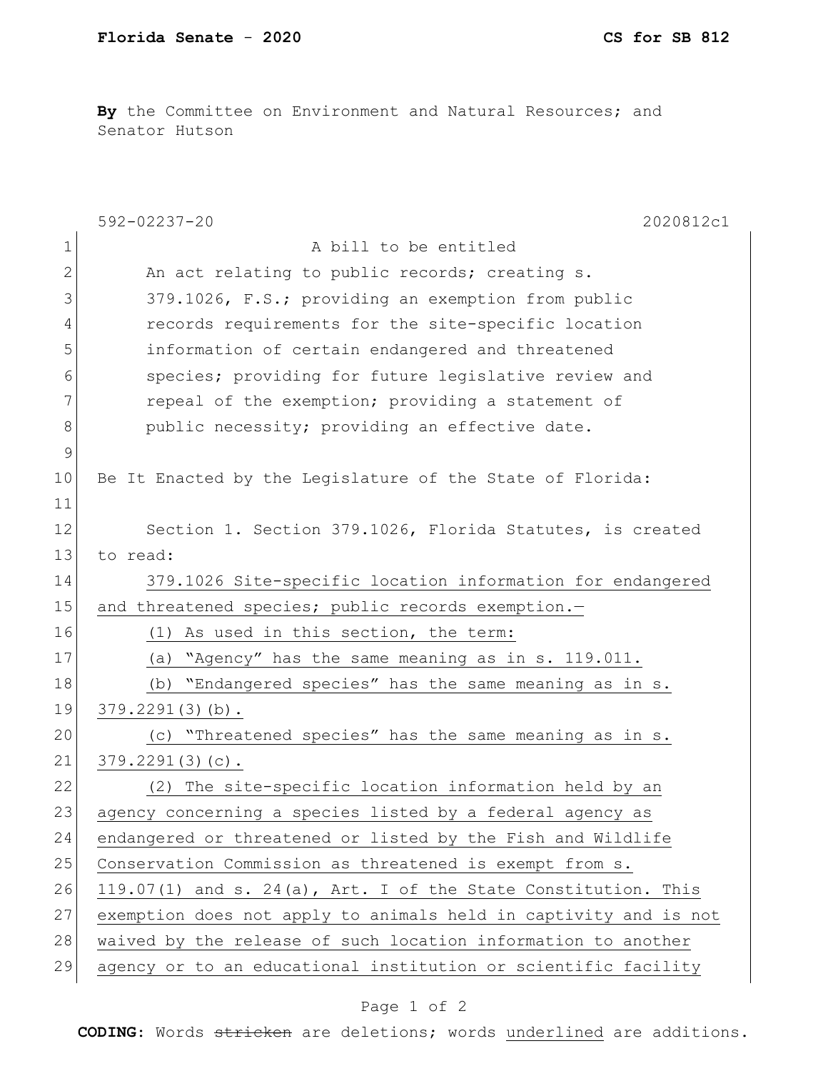**By** the Committee on Environment and Natural Resources; and Senator Hutson

592-02237-20 2020812c1

A bill to be entitled

An act relating to public records; creating s. 379.1026, F.S.; providing an exemption from public records requirements for the site-specific location information of certain endangered and threatened species; providing for future legislative review and repeal of the exemption; providing a statement of public necessity; providing an effective date.

Be It Enacted by the Legislature of the State of Florida:

Section 1. Section 379.1026, Florida Statutes, is created to read:

<u>379.1026 Site-specific location information for endangered and threatened species; public records exemption.—</u>

<u>(1) As used in this section, the term:</u>

<u>(a) "Agency" has the same meaning as in s. 119.011.</u>

<u>(b) "Endangered species" has the same meaning as in s. 379.2291(3)(b).</u>

<u>(c) "Threatened species" has the same meaning as in s. 379.2291(3)(c).</u>

<u>(2) The site-specific location information held by an agency concerning a species listed by a federal agency as endangered or threatened or listed by the Fish and Wildlife Conservation Commission as threatened is exempt from s. 119.07(1) and s. 24(a), Art. I of the State Constitution. This exemption does not apply to animals held in captivity and is not waived by the release of such location information to another agency or to an educational institution or scientific facility</u>

**CODING:** Words ~~stricken~~ are deletions; words <u>underlined</u> are additions.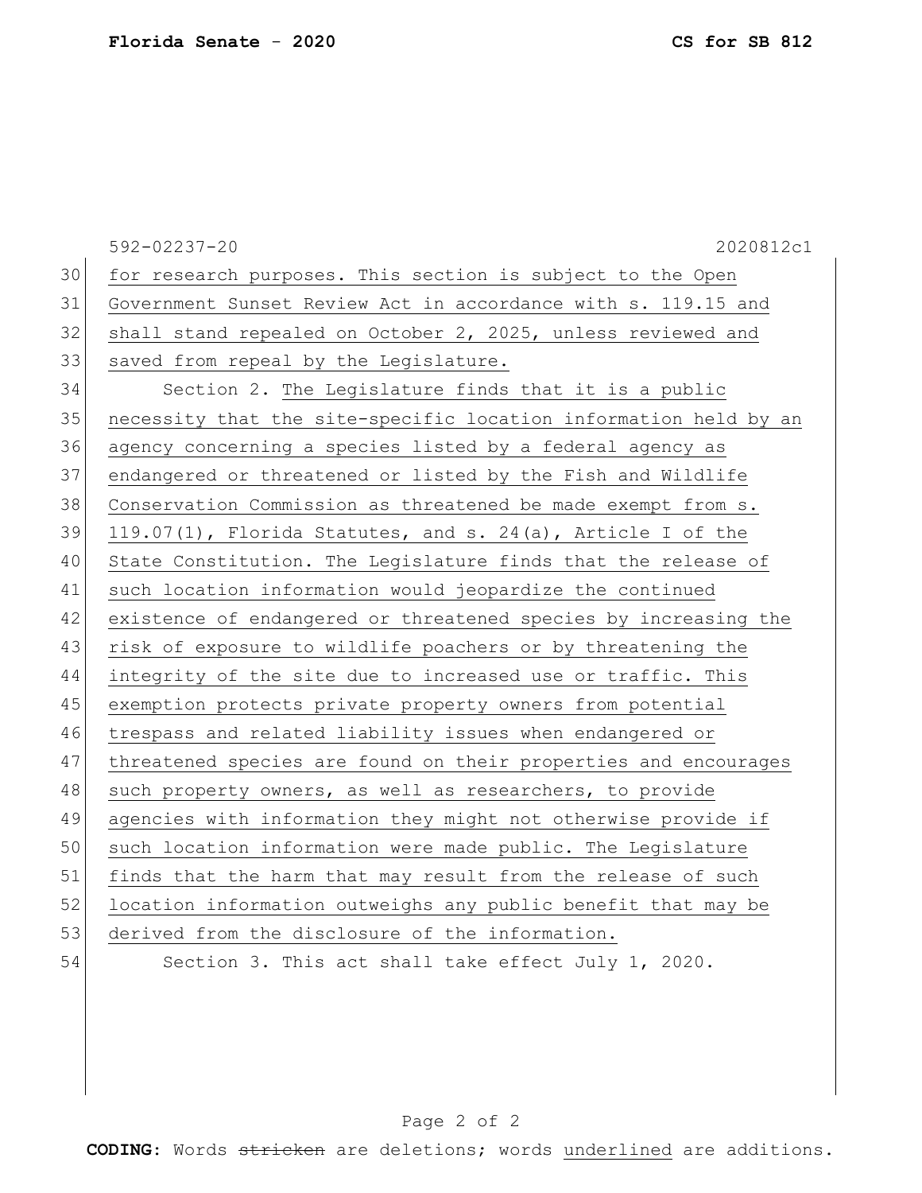592-02237-20 2020812c1

for research purposes. This section is subject to the Open Government Sunset Review Act in accordance with s. 119.15 and shall stand repealed on October 2, 2025, unless reviewed and saved from repeal by the Legislature.

Section 2. The Legislature finds that it is a public necessity that the site-specific location information held by an agency concerning a species listed by a federal agency as endangered or threatened or listed by the Fish and Wildlife Conservation Commission as threatened be made exempt from s. 119.07(1), Florida Statutes, and s. 24(a), Article I of the State Constitution. The Legislature finds that the release of such location information would jeopardize the continued existence of endangered or threatened species by increasing the risk of exposure to wildlife poachers or by threatening the integrity of the site due to increased use or traffic. This exemption protects private property owners from potential trespass and related liability issues when endangered or threatened species are found on their properties and encourages such property owners, as well as researchers, to provide agencies with information they might not otherwise provide if such location information were made public. The Legislature finds that the harm that may result from the release of such location information outweighs any public benefit that may be derived from the disclosure of the information.

Section 3. This act shall take effect July 1, 2020.

**CODING:** Words ~~stricken~~ are deletions; words underlined are additions.